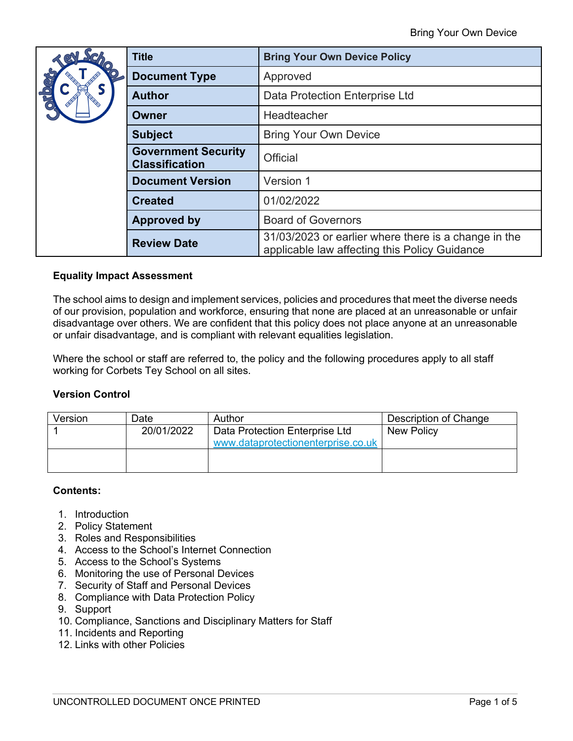| Title | Bring Your Own Device Policy |
|---|---|
| Document Type | Approved |
| Author | Data Protection Enterprise Ltd |
| Owner | Headteacher |
| Subject | Bring Your Own Device |
| Government Security Classification | Official |
| Document Version | Version 1 |
| Created | 01/02/2022 |
| Approved by | Board of Governors |
| Review Date | 31/03/2023 or earlier where there is a change in the applicable law affecting this Policy Guidance |

**Equality Impact Assessment**

The school aims to design and implement services, policies and procedures that meet the diverse needs of our provision, population and workforce, ensuring that none are placed at an unreasonable or unfair disadvantage over others. We are confident that this policy does not place anyone at an unreasonable or unfair disadvantage, and is compliant with relevant equalities legislation.

Where the school or staff are referred to, the policy and the following procedures apply to all staff working for Corbets Tey School on all sites.

**Version Control**

| Version | Date | Author | Description of Change |
|---|---|---|---|
| 1 | 20/01/2022 | Data Protection Enterprise Ltd www.dataprotectionenterprise.co.uk | New Policy |
| | | | |

**Contents:**

1. Introduction
2. Policy Statement
3. Roles and Responsibilities
4. Access to the School's Internet Connection
5. Access to the School's Systems
6. Monitoring the use of Personal Devices
7. Security of Staff and Personal Devices
8. Compliance with Data Protection Policy
9. Support
10. Compliance, Sanctions and Disciplinary Matters for Staff
11. Incidents and Reporting
12. Links with other Policies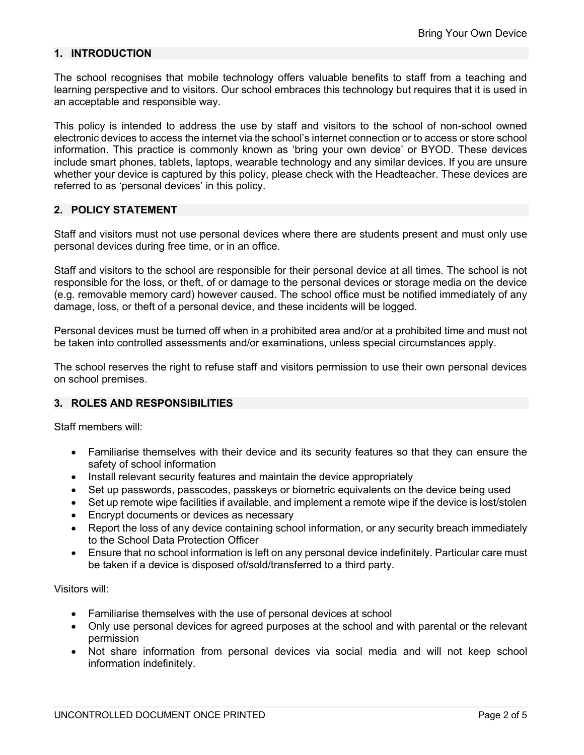## 1. INTRODUCTION

The school recognises that mobile technology offers valuable benefits to staff from a teaching and learning perspective and to visitors. Our school embraces this technology but requires that it is used in an acceptable and responsible way.

This policy is intended to address the use by staff and visitors to the school of non-school owned electronic devices to access the internet via the school's internet connection or to access or store school information. This practice is commonly known as 'bring your own device' or BYOD. These devices include smart phones, tablets, laptops, wearable technology and any similar devices. If you are unsure whether your device is captured by this policy, please check with the Headteacher. These devices are referred to as 'personal devices' in this policy.

## 2. POLICY STATEMENT

Staff and visitors must not use personal devices where there are students present and must only use personal devices during free time, or in an office.

Staff and visitors to the school are responsible for their personal device at all times. The school is not responsible for the loss, or theft, of or damage to the personal devices or storage media on the device (e.g. removable memory card) however caused. The school office must be notified immediately of any damage, loss, or theft of a personal device, and these incidents will be logged.

Personal devices must be turned off when in a prohibited area and/or at a prohibited time and must not be taken into controlled assessments and/or examinations, unless special circumstances apply.

The school reserves the right to refuse staff and visitors permission to use their own personal devices on school premises.

## 3. ROLES AND RESPONSIBILITIES

Staff members will:

- Familiarise themselves with their device and its security features so that they can ensure the safety of school information
- Install relevant security features and maintain the device appropriately
- Set up passwords, passcodes, passkeys or biometric equivalents on the device being used
- Set up remote wipe facilities if available, and implement a remote wipe if the device is lost/stolen
- Encrypt documents or devices as necessary
- Report the loss of any device containing school information, or any security breach immediately to the School Data Protection Officer
- Ensure that no school information is left on any personal device indefinitely. Particular care must be taken if a device is disposed of/sold/transferred to a third party.

Visitors will:

- Familiarise themselves with the use of personal devices at school
- Only use personal devices for agreed purposes at the school and with parental or the relevant permission
- Not share information from personal devices via social media and will not keep school information indefinitely.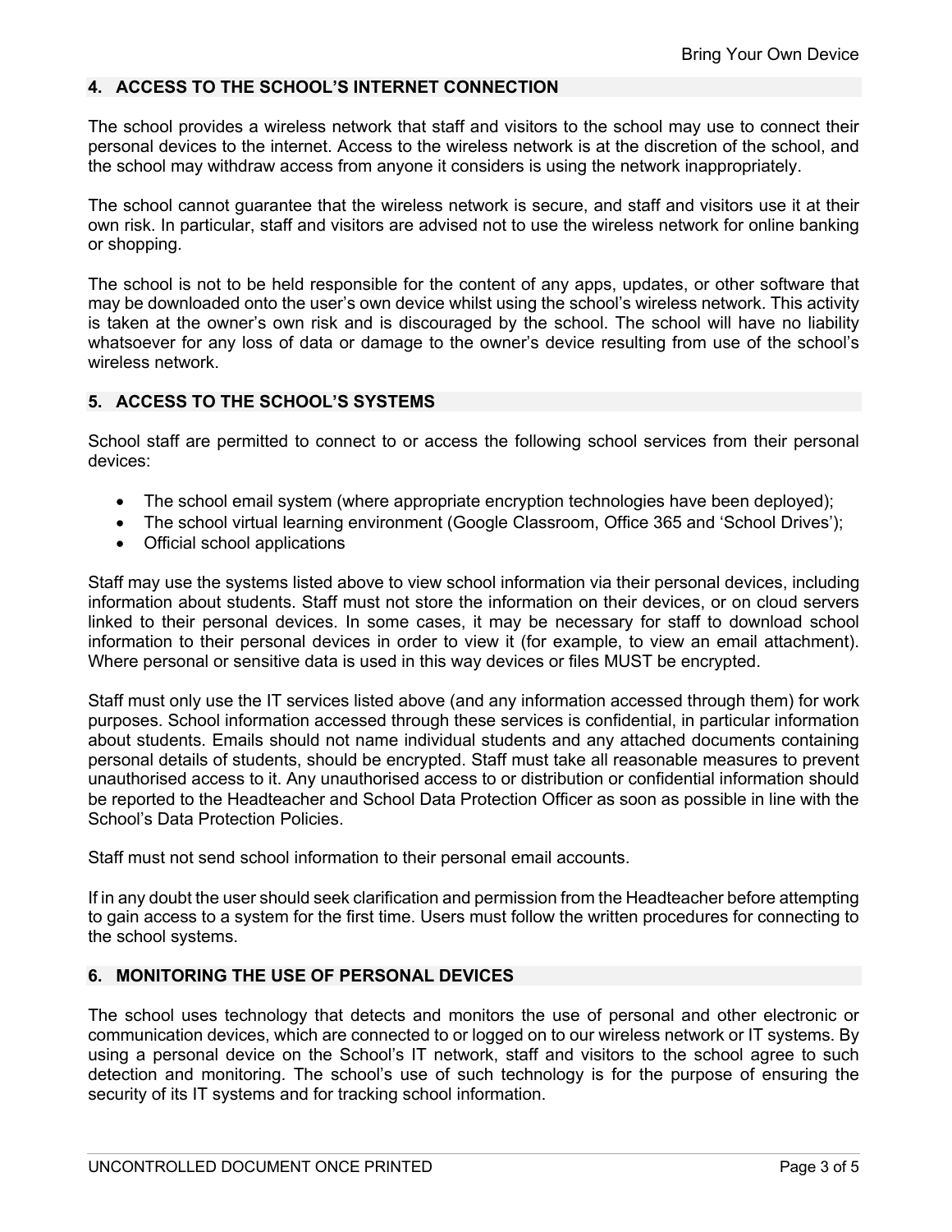## 4. ACCESS TO THE SCHOOL'S INTERNET CONNECTION

The school provides a wireless network that staff and visitors to the school may use to connect their personal devices to the internet. Access to the wireless network is at the discretion of the school, and the school may withdraw access from anyone it considers is using the network inappropriately.

The school cannot guarantee that the wireless network is secure, and staff and visitors use it at their own risk. In particular, staff and visitors are advised not to use the wireless network for online banking or shopping.

The school is not to be held responsible for the content of any apps, updates, or other software that may be downloaded onto the user's own device whilst using the school's wireless network. This activity is taken at the owner's own risk and is discouraged by the school. The school will have no liability whatsoever for any loss of data or damage to the owner's device resulting from use of the school's wireless network.

## 5. ACCESS TO THE SCHOOL'S SYSTEMS

School staff are permitted to connect to or access the following school services from their personal devices:

- The school email system (where appropriate encryption technologies have been deployed);
- The school virtual learning environment (Google Classroom, Office 365 and 'School Drives');
- Official school applications

Staff may use the systems listed above to view school information via their personal devices, including information about students. Staff must not store the information on their devices, or on cloud servers linked to their personal devices. In some cases, it may be necessary for staff to download school information to their personal devices in order to view it (for example, to view an email attachment). Where personal or sensitive data is used in this way devices or files MUST be encrypted.

Staff must only use the IT services listed above (and any information accessed through them) for work purposes. School information accessed through these services is confidential, in particular information about students. Emails should not name individual students and any attached documents containing personal details of students, should be encrypted. Staff must take all reasonable measures to prevent unauthorised access to it. Any unauthorised access to or distribution or confidential information should be reported to the Headteacher and School Data Protection Officer as soon as possible in line with the School's Data Protection Policies.

Staff must not send school information to their personal email accounts.

If in any doubt the user should seek clarification and permission from the Headteacher before attempting to gain access to a system for the first time. Users must follow the written procedures for connecting to the school systems.

## 6. MONITORING THE USE OF PERSONAL DEVICES

The school uses technology that detects and monitors the use of personal and other electronic or communication devices, which are connected to or logged on to our wireless network or IT systems. By using a personal device on the School's IT network, staff and visitors to the school agree to such detection and monitoring. The school's use of such technology is for the purpose of ensuring the security of its IT systems and for tracking school information.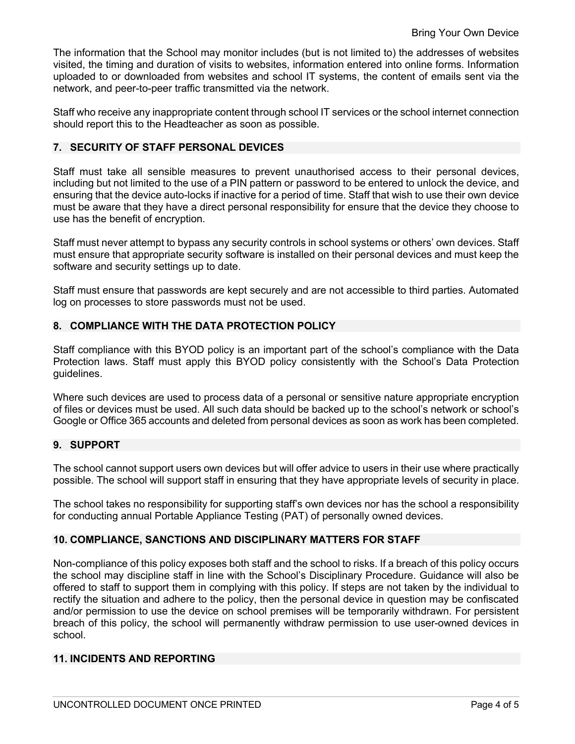The information that the School may monitor includes (but is not limited to) the addresses of websites visited, the timing and duration of visits to websites, information entered into online forms. Information uploaded to or downloaded from websites and school IT systems, the content of emails sent via the network, and peer-to-peer traffic transmitted via the network.

Staff who receive any inappropriate content through school IT services or the school internet connection should report this to the Headteacher as soon as possible.

## 7. SECURITY OF STAFF PERSONAL DEVICES

Staff must take all sensible measures to prevent unauthorised access to their personal devices, including but not limited to the use of a PIN pattern or password to be entered to unlock the device, and ensuring that the device auto-locks if inactive for a period of time. Staff that wish to use their own device must be aware that they have a direct personal responsibility for ensure that the device they choose to use has the benefit of encryption.

Staff must never attempt to bypass any security controls in school systems or others' own devices. Staff must ensure that appropriate security software is installed on their personal devices and must keep the software and security settings up to date.

Staff must ensure that passwords are kept securely and are not accessible to third parties. Automated log on processes to store passwords must not be used.

## 8. COMPLIANCE WITH THE DATA PROTECTION POLICY

Staff compliance with this BYOD policy is an important part of the school's compliance with the Data Protection laws. Staff must apply this BYOD policy consistently with the School's Data Protection guidelines.

Where such devices are used to process data of a personal or sensitive nature appropriate encryption of files or devices must be used. All such data should be backed up to the school's network or school's Google or Office 365 accounts and deleted from personal devices as soon as work has been completed.

## 9. SUPPORT

The school cannot support users own devices but will offer advice to users in their use where practically possible. The school will support staff in ensuring that they have appropriate levels of security in place.

The school takes no responsibility for supporting staff's own devices nor has the school a responsibility for conducting annual Portable Appliance Testing (PAT) of personally owned devices.

## 10. COMPLIANCE, SANCTIONS AND DISCIPLINARY MATTERS FOR STAFF

Non-compliance of this policy exposes both staff and the school to risks. If a breach of this policy occurs the school may discipline staff in line with the School's Disciplinary Procedure. Guidance will also be offered to staff to support them in complying with this policy. If steps are not taken by the individual to rectify the situation and adhere to the policy, then the personal device in question may be confiscated and/or permission to use the device on school premises will be temporarily withdrawn. For persistent breach of this policy, the school will permanently withdraw permission to use user-owned devices in school.

## 11. INCIDENTS AND REPORTING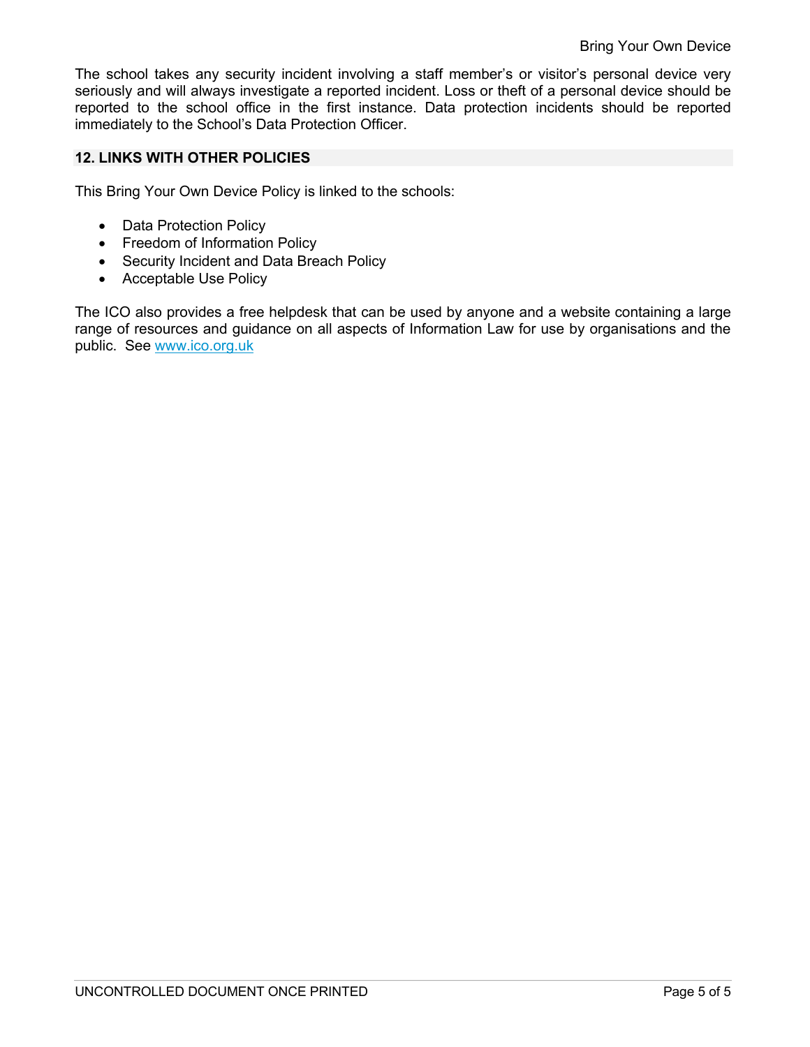The school takes any security incident involving a staff member's or visitor's personal device very seriously and will always investigate a reported incident. Loss or theft of a personal device should be reported to the school office in the first instance. Data protection incidents should be reported immediately to the School's Data Protection Officer.

## 12. LINKS WITH OTHER POLICIES

This Bring Your Own Device Policy is linked to the schools:

- Data Protection Policy
- Freedom of Information Policy
- Security Incident and Data Breach Policy
- Acceptable Use Policy

The ICO also provides a free helpdesk that can be used by anyone and a website containing a large range of resources and guidance on all aspects of Information Law for use by organisations and the public. See [www.ico.org.uk](http://www.ico.org.uk)